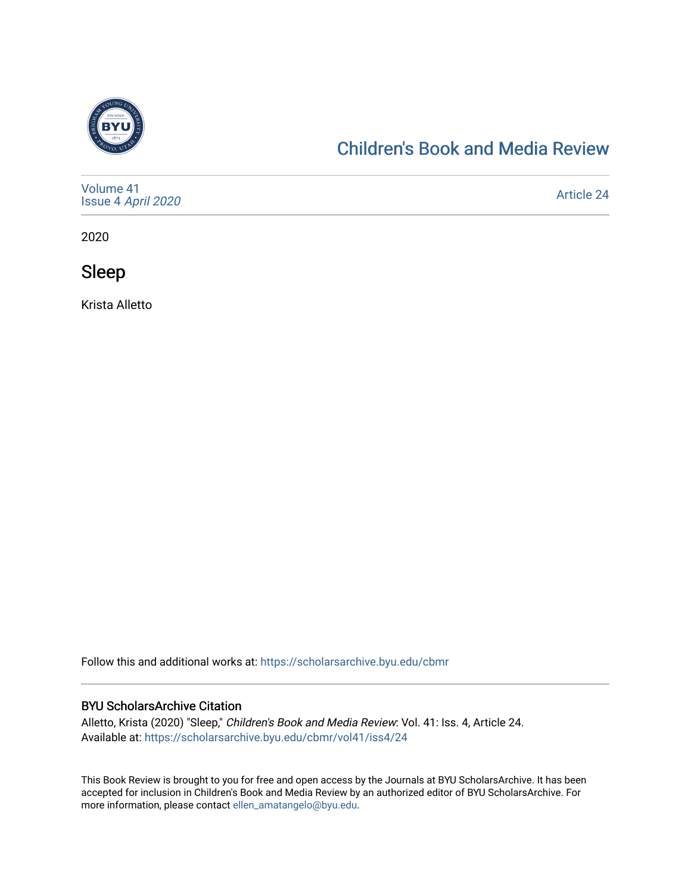Children's Book and Media Review

Volume 41
Issue 4 *April 2020*

Article 24

2020

# Sleep

Krista Alletto

Follow this and additional works at: https://scholarsarchive.byu.edu/cbmr

## BYU ScholarsArchive Citation

Alletto, Krista (2020) "Sleep," *Children's Book and Media Review*: Vol. 41: Iss. 4, Article 24.
Available at: https://scholarsarchive.byu.edu/cbmr/vol41/iss4/24

This Book Review is brought to you for free and open access by the Journals at BYU ScholarsArchive. It has been accepted for inclusion in Children's Book and Media Review by an authorized editor of BYU ScholarsArchive. For more information, please contact ellen_amatangelo@byu.edu.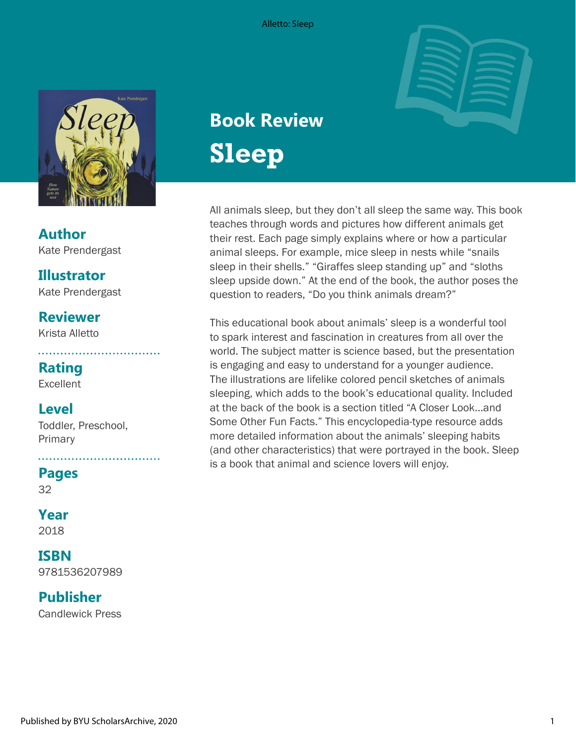## Book Review

# Sleep

**Author**
Kate Prendergast

**Illustrator**
Kate Prendergast

**Reviewer**
Krista Alletto

**Rating**
Excellent

**Level**
Toddler, Preschool, Primary

**Pages**
32

**Year**
2018

**ISBN**
9781536207989

**Publisher**
Candlewick Press

All animals sleep, but they don't all sleep the same way. This book teaches through words and pictures how different animals get their rest. Each page simply explains where or how a particular animal sleeps. For example, mice sleep in nests while "snails sleep in their shells." "Giraffes sleep standing up" and "sloths sleep upside down." At the end of the book, the author poses the question to readers, "Do you think animals dream?"

This educational book about animals' sleep is a wonderful tool to spark interest and fascination in creatures from all over the world. The subject matter is science based, but the presentation is engaging and easy to understand for a younger audience. The illustrations are lifelike colored pencil sketches of animals sleeping, which adds to the book's educational quality. Included at the back of the book is a section titled "A Closer Look...and Some Other Fun Facts." This encyclopedia-type resource adds more detailed information about the animals' sleeping habits (and other characteristics) that were portrayed in the book. Sleep is a book that animal and science lovers will enjoy.